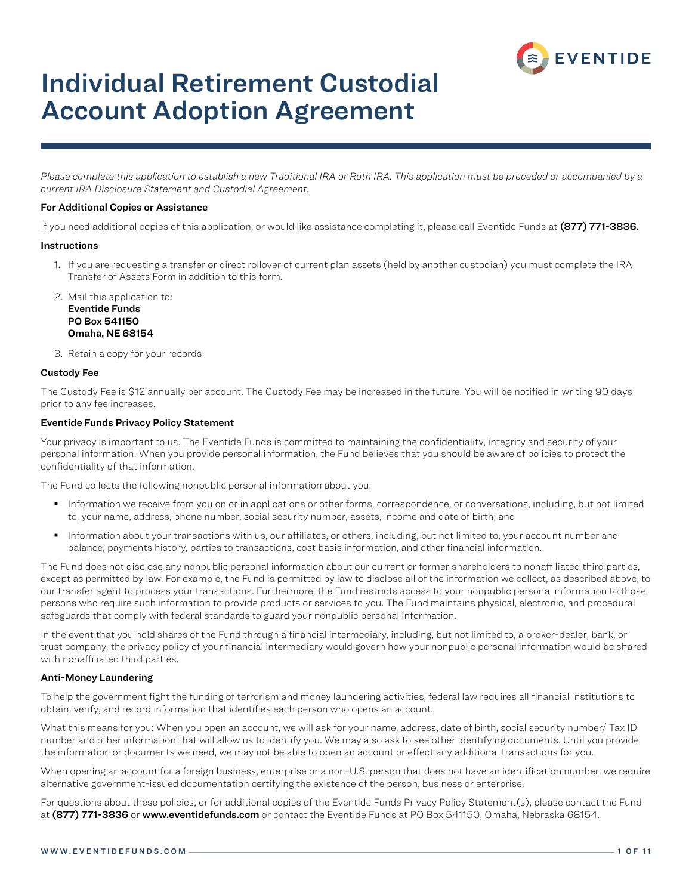EVENTIDE

# Individual Retirement Custodial Account Adoption Agreement

*Please complete this application to establish a new Traditional IRA or Roth IRA. This application must be preceded or accompanied by a current IRA Disclosure Statement and Custodial Agreement.*

**For Additional Copies or Assistance**

If you need additional copies of this application, or would like assistance completing it, please call Eventide Funds at **(877) 771-3836.**

**Instructions**

1. If you are requesting a transfer or direct rollover of current plan assets (held by another custodian) you must complete the IRA Transfer of Assets Form in addition to this form.
2. Mail this application to:
   **Eventide Funds**
   **PO Box 541150**
   **Omaha, NE 68154**
3. Retain a copy for your records.

**Custody Fee**

The Custody Fee is $12 annually per account. The Custody Fee may be increased in the future. You will be notified in writing 90 days prior to any fee increases.

**Eventide Funds Privacy Policy Statement**

Your privacy is important to us. The Eventide Funds is committed to maintaining the confidentiality, integrity and security of your personal information. When you provide personal information, the Fund believes that you should be aware of policies to protect the confidentiality of that information.

The Fund collects the following nonpublic personal information about you:

- Information we receive from you on or in applications or other forms, correspondence, or conversations, including, but not limited to, your name, address, phone number, social security number, assets, income and date of birth; and
- Information about your transactions with us, our affiliates, or others, including, but not limited to, your account number and balance, payments history, parties to transactions, cost basis information, and other financial information.

The Fund does not disclose any nonpublic personal information about our current or former shareholders to nonaffiliated third parties, except as permitted by law. For example, the Fund is permitted by law to disclose all of the information we collect, as described above, to our transfer agent to process your transactions. Furthermore, the Fund restricts access to your nonpublic personal information to those persons who require such information to provide products or services to you. The Fund maintains physical, electronic, and procedural safeguards that comply with federal standards to guard your nonpublic personal information.

In the event that you hold shares of the Fund through a financial intermediary, including, but not limited to, a broker-dealer, bank, or trust company, the privacy policy of your financial intermediary would govern how your nonpublic personal information would be shared with nonaffiliated third parties.

**Anti-Money Laundering**

To help the government fight the funding of terrorism and money laundering activities, federal law requires all financial institutions to obtain, verify, and record information that identifies each person who opens an account.

What this means for you: When you open an account, we will ask for your name, address, date of birth, social security number/ Tax ID number and other information that will allow us to identify you. We may also ask to see other identifying documents. Until you provide the information or documents we need, we may not be able to open an account or effect any additional transactions for you.

When opening an account for a foreign business, enterprise or a non-U.S. person that does not have an identification number, we require alternative government-issued documentation certifying the existence of the person, business or enterprise.

For questions about these policies, or for additional copies of the Eventide Funds Privacy Policy Statement(s), please contact the Fund at **(877) 771-3836** or **www.eventidefunds.com** or contact the Eventide Funds at PO Box 541150, Omaha, Nebraska 68154.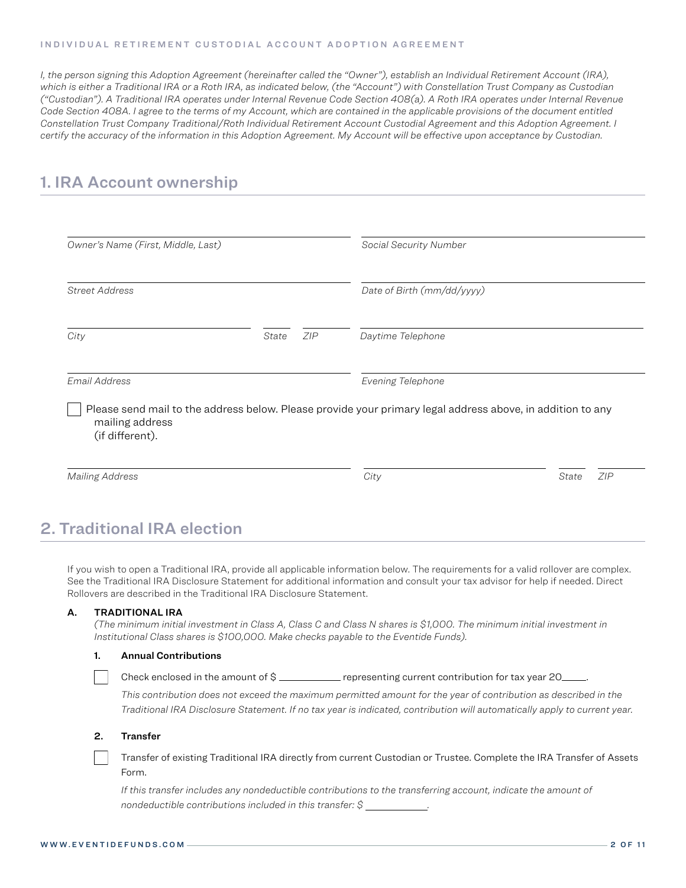INDIVIDUAL RETIREMENT CUSTODIAL ACCOUNT ADOPTION AGREEMENT

*I, the person signing this Adoption Agreement (hereinafter called the "Owner"), establish an Individual Retirement Account (IRA), which is either a Traditional IRA or a Roth IRA, as indicated below, (the "Account") with Constellation Trust Company as Custodian ("Custodian"). A Traditional IRA operates under Internal Revenue Code Section 408(a). A Roth IRA operates under Internal Revenue Code Section 408A. I agree to the terms of my Account, which are contained in the applicable provisions of the document entitled Constellation Trust Company Traditional/Roth Individual Retirement Account Custodial Agreement and this Adoption Agreement. I certify the accuracy of the information in this Adoption Agreement. My Account will be effective upon acceptance by Custodian.*

## 1. IRA Account ownership

| | |
|---|---|
| *Owner's Name (First, Middle, Last)* | *Social Security Number* |
| *Street Address* | *Date of Birth (mm/dd/yyyy)* |
| *City* *State* *ZIP* | *Daytime Telephone* |
| *Email Address* | *Evening Telephone* |

☐ Please send mail to the address below. Please provide your primary legal address above, in addition to any mailing address (if different).

| | | | |
|---|---|---|---|
| *Mailing Address* | *City* | *State* | *ZIP* |

## 2. Traditional IRA election

If you wish to open a Traditional IRA, provide all applicable information below. The requirements for a valid rollover are complex. See the Traditional IRA Disclosure Statement for additional information and consult your tax advisor for help if needed. Direct Rollovers are described in the Traditional IRA Disclosure Statement.

**A. TRADITIONAL IRA**

*(The minimum initial investment in Class A, Class C and Class N shares is $1,000. The minimum initial investment in Institutional Class shares is $100,000. Make checks payable to the Eventide Funds).*

**1. Annual Contributions**

☐ Check enclosed in the amount of $ ___________ representing current contribution for tax year 20_____.

*This contribution does not exceed the maximum permitted amount for the year of contribution as described in the Traditional IRA Disclosure Statement. If no tax year is indicated, contribution will automatically apply to current year.*

**2. Transfer**

☐ Transfer of existing Traditional IRA directly from current Custodian or Trustee. Complete the IRA Transfer of Assets Form.

*If this transfer includes any nondeductible contributions to the transferring account, indicate the amount of nondeductible contributions included in this transfer: $ ___________.*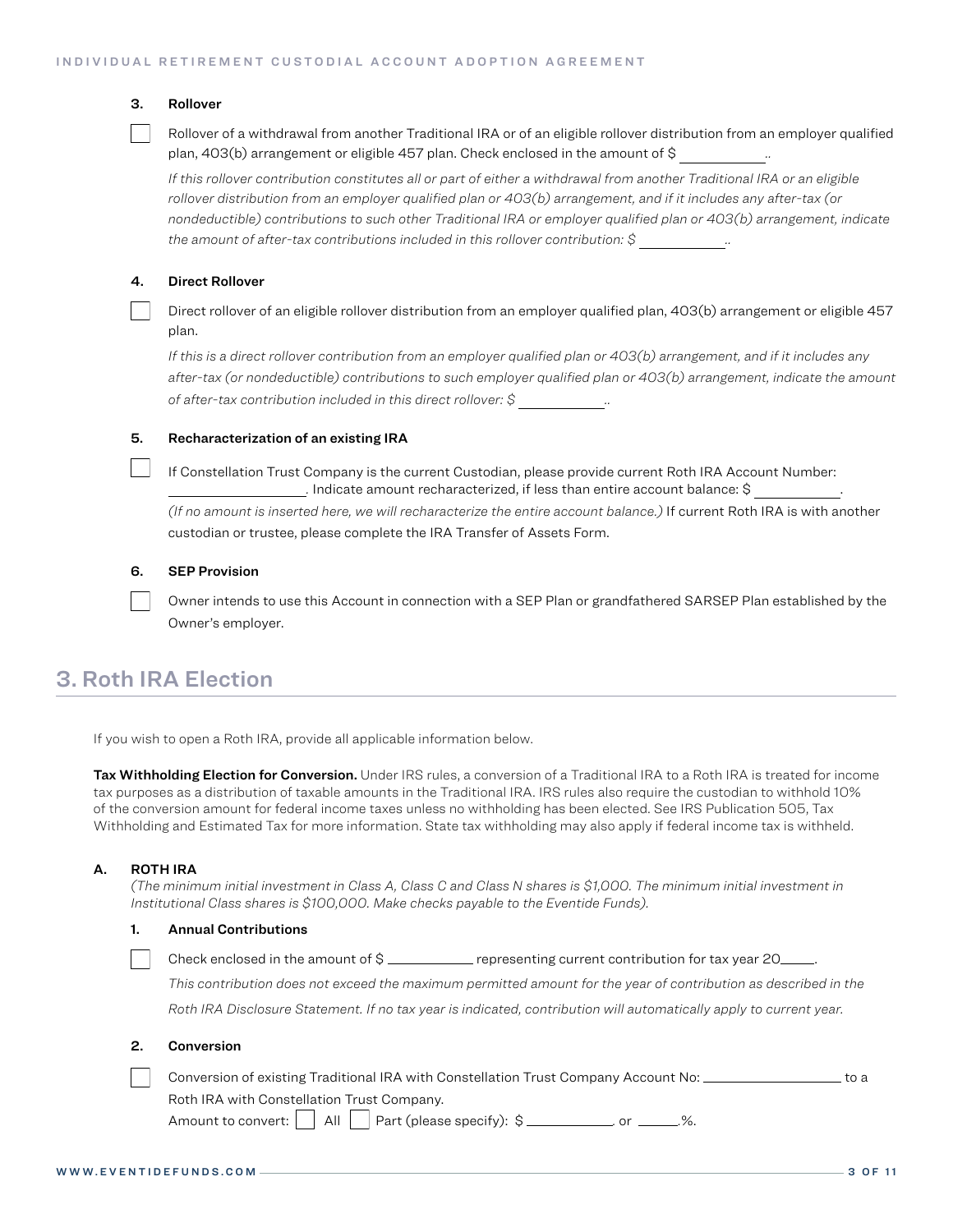### 3. Rollover

☐ Rollover of a withdrawal from another Traditional IRA or of an eligible rollover distribution from an employer qualified plan, 403(b) arrangement or eligible 457 plan. Check enclosed in the amount of $ ____________..

*If this rollover contribution constitutes all or part of either a withdrawal from another Traditional IRA or an eligible rollover distribution from an employer qualified plan or 403(b) arrangement, and if it includes any after-tax (or nondeductible) contributions to such other Traditional IRA or employer qualified plan or 403(b) arrangement, indicate the amount of after-tax contributions included in this rollover contribution: $ ____________..*

### 4. Direct Rollover

☐ Direct rollover of an eligible rollover distribution from an employer qualified plan, 403(b) arrangement or eligible 457 plan.

*If this is a direct rollover contribution from an employer qualified plan or 403(b) arrangement, and if it includes any after-tax (or nondeductible) contributions to such employer qualified plan or 403(b) arrangement, indicate the amount of after-tax contribution included in this direct rollover: $ ____________..*

### 5. Recharacterization of an existing IRA

☐ If Constellation Trust Company is the current Custodian, please provide current Roth IRA Account Number: ____________________. Indicate amount recharacterized, if less than entire account balance: $ ____________.

*(If no amount is inserted here, we will recharacterize the entire account balance.)* If current Roth IRA is with another custodian or trustee, please complete the IRA Transfer of Assets Form.

### 6. SEP Provision

☐ Owner intends to use this Account in connection with a SEP Plan or grandfathered SARSEP Plan established by the Owner's employer.

## 3. Roth IRA Election

If you wish to open a Roth IRA, provide all applicable information below.

**Tax Withholding Election for Conversion.** Under IRS rules, a conversion of a Traditional IRA to a Roth IRA is treated for income tax purposes as a distribution of taxable amounts in the Traditional IRA. IRS rules also require the custodian to withhold 10% of the conversion amount for federal income taxes unless no withholding has been elected. See IRS Publication 505, Tax Withholding and Estimated Tax for more information. State tax withholding may also apply if federal income tax is withheld.

### A. ROTH IRA

*(The minimum initial investment in Class A, Class C and Class N shares is $1,000. The minimum initial investment in Institutional Class shares is $100,000. Make checks payable to the Eventide Funds).*

#### 1. Annual Contributions

☐ Check enclosed in the amount of $ ____________ representing current contribution for tax year 20_____.

*This contribution does not exceed the maximum permitted amount for the year of contribution as described in the Roth IRA Disclosure Statement. If no tax year is indicated, contribution will automatically apply to current year.*

#### 2. Conversion

☐ Conversion of existing Traditional IRA with Constellation Trust Company Account No: ____________________ to a Roth IRA with Constellation Trust Company.

Amount to convert: ☐ All ☐ Part (please specify): $ ____________, or ______.%.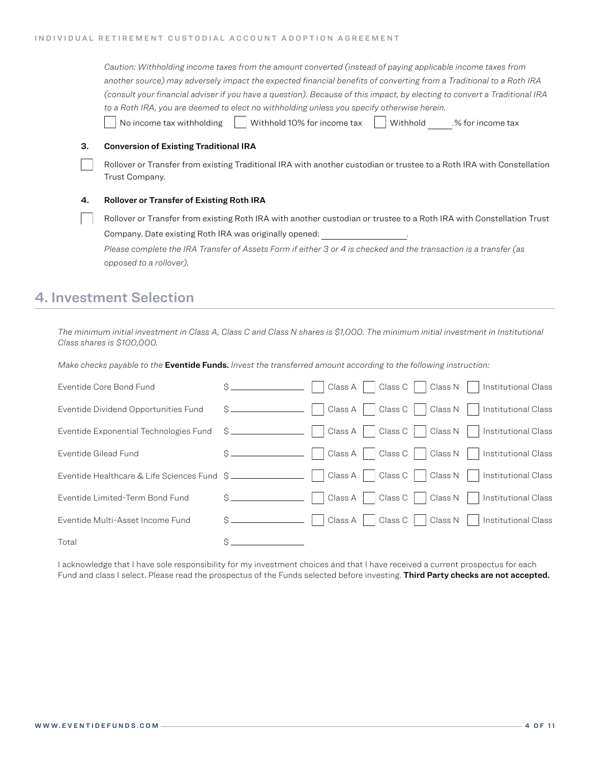*Caution: Withholding income taxes from the amount converted (instead of paying applicable income taxes from another source) may adversely impact the expected financial benefits of converting from a Traditional to a Roth IRA (consult your financial adviser if you have a question). Because of this impact, by electing to convert a Traditional IRA to a Roth IRA, you are deemed to elect no withholding unless you specify otherwise herein.*

☐ No income tax withholding ☐ Withhold 10% for income tax ☐ Withhold ____.% for income tax

**3. Conversion of Existing Traditional IRA**

☐ Rollover or Transfer from existing Traditional IRA with another custodian or trustee to a Roth IRA with Constellation Trust Company.

**4. Rollover or Transfer of Existing Roth IRA**

☐ Rollover or Transfer from existing Roth IRA with another custodian or trustee to a Roth IRA with Constellation Trust Company. Date existing Roth IRA was originally opened: ________________.

*Please complete the IRA Transfer of Assets Form if either 3 or 4 is checked and the transaction is a transfer (as opposed to a rollover).*

## 4. Investment Selection

*The minimum initial investment in Class A, Class C and Class N shares is $1,000. The minimum initial investment in Institutional Class shares is $100,000.*

*Make checks payable to the* **Eventide Funds.** *Invest the transferred amount according to the following instruction:*

| Fund | Amount | | | | |
|---|---|---|---|---|---|
| Eventide Core Bond Fund | $ ________ | ☐ Class A | ☐ Class C | ☐ Class N | ☐ Institutional Class |
| Eventide Dividend Opportunities Fund | $ ________ | ☐ Class A | ☐ Class C | ☐ Class N | ☐ Institutional Class |
| Eventide Exponential Technologies Fund | $ ________ | ☐ Class A | ☐ Class C | ☐ Class N | ☐ Institutional Class |
| Eventide Gilead Fund | $ ________ | ☐ Class A | ☐ Class C | ☐ Class N | ☐ Institutional Class |
| Eventide Healthcare & Life Sciences Fund | $ ________ | ☐ Class A | ☐ Class C | ☐ Class N | ☐ Institutional Class |
| Eventide Limited-Term Bond Fund | $ ________ | ☐ Class A | ☐ Class C | ☐ Class N | ☐ Institutional Class |
| Eventide Multi-Asset Income Fund | $ ________ | ☐ Class A | ☐ Class C | ☐ Class N | ☐ Institutional Class |
| Total | $ ________ | | | | |

I acknowledge that I have sole responsibility for my investment choices and that I have received a current prospectus for each Fund and class I select. Please read the prospectus of the Funds selected before investing. **Third Party checks are not accepted.**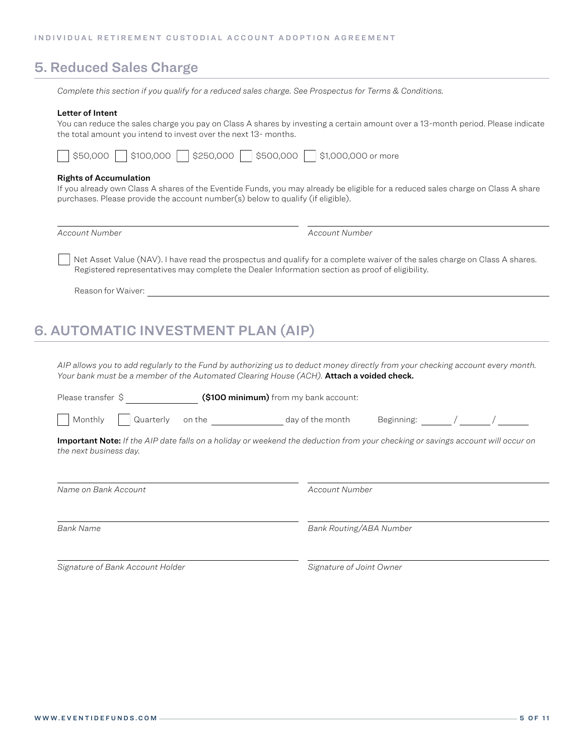## 5. Reduced Sales Charge

*Complete this section if you qualify for a reduced sales charge. See Prospectus for Terms & Conditions.*

**Letter of Intent**

You can reduce the sales charge you pay on Class A shares by investing a certain amount over a 13-month period. Please indicate the total amount you intend to invest over the next 13- months.

☐ $50,000 ☐ $100,000 ☐ $250,000 ☐ $500,000 ☐ $1,000,000 or more

**Rights of Accumulation**

If you already own Class A shares of the Eventide Funds, you may already be eligible for a reduced sales charge on Class A share purchases. Please provide the account number(s) below to qualify (if eligible).

_______________________________ _______________________________

*Account Number* *Account Number*

☐ Net Asset Value (NAV). I have read the prospectus and qualify for a complete waiver of the sales charge on Class A shares. Registered representatives may complete the Dealer Information section as proof of eligibility.

Reason for Waiver: _______________________________

## 6. AUTOMATIC INVESTMENT PLAN (AIP)

*AIP allows you to add regularly to the Fund by authorizing us to deduct money directly from your checking account every month. Your bank must be a member of the Automated Clearing House (ACH).* **Attach a voided check.**

Please transfer $ ____________ **($100 minimum)** from my bank account:

☐ Monthly ☐ Quarterly on the ____________ day of the month Beginning: _____ / _____ / _____

**Important Note:** *If the AIP date falls on a holiday or weekend the deduction from your checking or savings account will occur on the next business day.*

_______________________________ _______________________________

*Name on Bank Account* *Account Number*

_______________________________ _______________________________

*Bank Name* *Bank Routing/ABA Number*

_______________________________ _______________________________

*Signature of Bank Account Holder* *Signature of Joint Owner*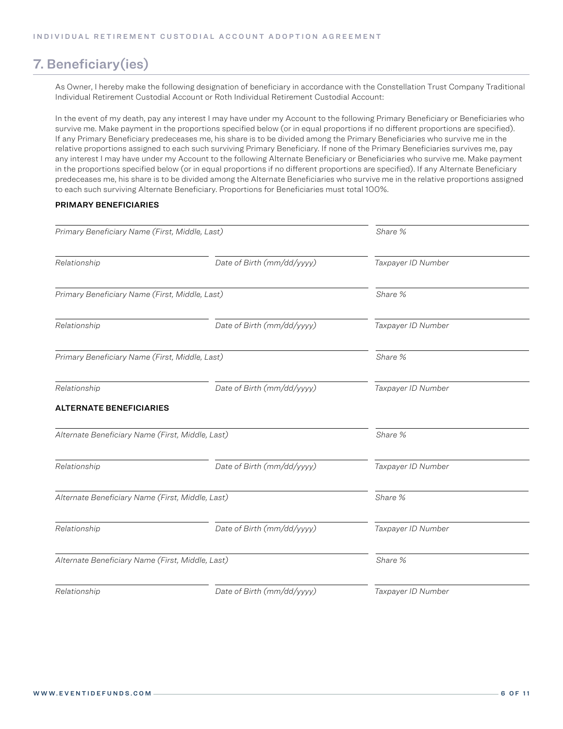## 7. Beneficiary(ies)

As Owner, I hereby make the following designation of beneficiary in accordance with the Constellation Trust Company Traditional Individual Retirement Custodial Account or Roth Individual Retirement Custodial Account:

In the event of my death, pay any interest I may have under my Account to the following Primary Beneficiary or Beneficiaries who survive me. Make payment in the proportions specified below (or in equal proportions if no different proportions are specified). If any Primary Beneficiary predeceases me, his share is to be divided among the Primary Beneficiaries who survive me in the relative proportions assigned to each such surviving Primary Beneficiary. If none of the Primary Beneficiaries survives me, pay any interest I may have under my Account to the following Alternate Beneficiary or Beneficiaries who survive me. Make payment in the proportions specified below (or in equal proportions if no different proportions are specified). If any Alternate Beneficiary predeceases me, his share is to be divided among the Alternate Beneficiaries who survive me in the relative proportions assigned to each such surviving Alternate Beneficiary. Proportions for Beneficiaries must total 100%.

**PRIMARY BENEFICIARIES**

_Primary Beneficiary Name (First, Middle, Last)_ | _Share %_

_Relationship_ | _Date of Birth (mm/dd/yyyy)_ | _Taxpayer ID Number_

_Primary Beneficiary Name (First, Middle, Last)_ | _Share %_

_Relationship_ | _Date of Birth (mm/dd/yyyy)_ | _Taxpayer ID Number_

_Primary Beneficiary Name (First, Middle, Last)_ | _Share %_

_Relationship_ | _Date of Birth (mm/dd/yyyy)_ | _Taxpayer ID Number_

**ALTERNATE BENEFICIARIES**

_Alternate Beneficiary Name (First, Middle, Last)_ | _Share %_

_Relationship_ | _Date of Birth (mm/dd/yyyy)_ | _Taxpayer ID Number_

_Alternate Beneficiary Name (First, Middle, Last)_ | _Share %_

_Relationship_ | _Date of Birth (mm/dd/yyyy)_ | _Taxpayer ID Number_

_Alternate Beneficiary Name (First, Middle, Last)_ | _Share %_

_Relationship_ | _Date of Birth (mm/dd/yyyy)_ | _Taxpayer ID Number_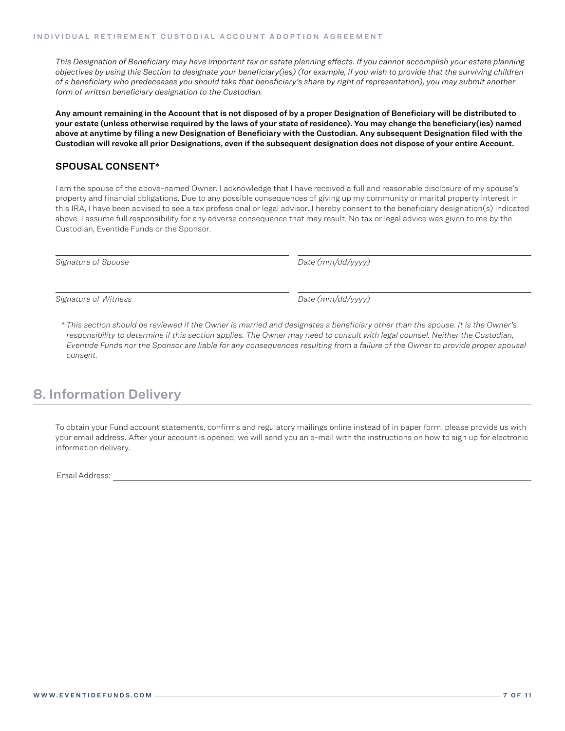*This Designation of Beneficiary may have important tax or estate planning effects. If you cannot accomplish your estate planning objectives by using this Section to designate your beneficiary(ies) (for example, if you wish to provide that the surviving children of a beneficiary who predeceases you should take that beneficiary's share by right of representation), you may submit another form of written beneficiary designation to the Custodian.*

**Any amount remaining in the Account that is not disposed of by a proper Designation of Beneficiary will be distributed to your estate (unless otherwise required by the laws of your state of residence). You may change the beneficiary(ies) named above at anytime by filing a new Designation of Beneficiary with the Custodian. Any subsequent Designation filed with the Custodian will revoke all prior Designations, even if the subsequent designation does not dispose of your entire Account.**

### SPOUSAL CONSENT*

I am the spouse of the above-named Owner. I acknowledge that I have received a full and reasonable disclosure of my spouse's property and financial obligations. Due to any possible consequences of giving up my community or marital property interest in this IRA, I have been advised to see a tax professional or legal advisor. I hereby consent to the beneficiary designation(s) indicated above. I assume full responsibility for any adverse consequence that may result. No tax or legal advice was given to me by the Custodian, Eventide Funds or the Sponsor.

| | |
|---|---|
| *Signature of Spouse* | *Date (mm/dd/yyyy)* |
| *Signature of Witness* | *Date (mm/dd/yyyy)* |

\* *This section should be reviewed if the Owner is married and designates a beneficiary other than the spouse. It is the Owner's responsibility to determine if this section applies. The Owner may need to consult with legal counsel. Neither the Custodian, Eventide Funds nor the Sponsor are liable for any consequences resulting from a failure of the Owner to provide proper spousal consent.*

## 8. Information Delivery

To obtain your Fund account statements, confirms and regulatory mailings online instead of in paper form, please provide us with your email address. After your account is opened, we will send you an e-mail with the instructions on how to sign up for electronic information delivery.

Email Address: ______________________________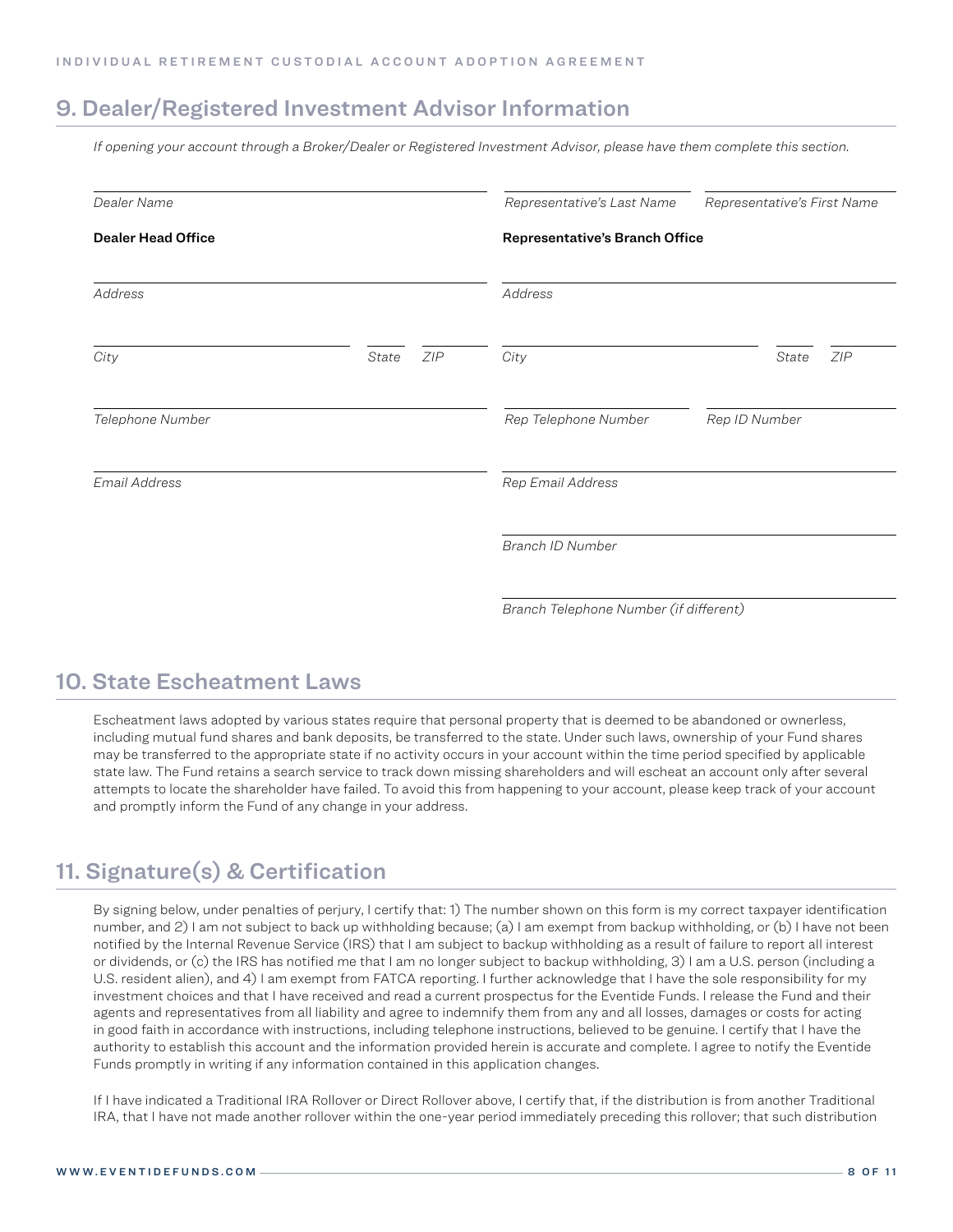## 9. Dealer/Registered Investment Advisor Information

*If opening your account through a Broker/Dealer or Registered Investment Advisor, please have them complete this section.*

*Dealer Name*

*Representative's Last Name* *Representative's First Name*

**Dealer Head Office**

*Address*

*City* *State* *ZIP*

*Telephone Number*

*Email Address*

**Representative's Branch Office**

*Address*

*City* *State* *ZIP*

*Rep Telephone Number* *Rep ID Number*

*Rep Email Address*

*Branch ID Number*

*Branch Telephone Number (if different)*

## 10. State Escheatment Laws

Escheatment laws adopted by various states require that personal property that is deemed to be abandoned or ownerless, including mutual fund shares and bank deposits, be transferred to the state. Under such laws, ownership of your Fund shares may be transferred to the appropriate state if no activity occurs in your account within the time period specified by applicable state law. The Fund retains a search service to track down missing shareholders and will escheat an account only after several attempts to locate the shareholder have failed. To avoid this from happening to your account, please keep track of your account and promptly inform the Fund of any change in your address.

## 11. Signature(s) & Certification

By signing below, under penalties of perjury, I certify that: 1) The number shown on this form is my correct taxpayer identification number, and 2) I am not subject to back up withholding because; (a) I am exempt from backup withholding, or (b) I have not been notified by the Internal Revenue Service (IRS) that I am subject to backup withholding as a result of failure to report all interest or dividends, or (c) the IRS has notified me that I am no longer subject to backup withholding, 3) I am a U.S. person (including a U.S. resident alien), and 4) I am exempt from FATCA reporting. I further acknowledge that I have the sole responsibility for my investment choices and that I have received and read a current prospectus for the Eventide Funds. I release the Fund and their agents and representatives from all liability and agree to indemnify them from any and all losses, damages or costs for acting in good faith in accordance with instructions, including telephone instructions, believed to be genuine. I certify that I have the authority to establish this account and the information provided herein is accurate and complete. I agree to notify the Eventide Funds promptly in writing if any information contained in this application changes.

If I have indicated a Traditional IRA Rollover or Direct Rollover above, I certify that, if the distribution is from another Traditional IRA, that I have not made another rollover within the one-year period immediately preceding this rollover; that such distribution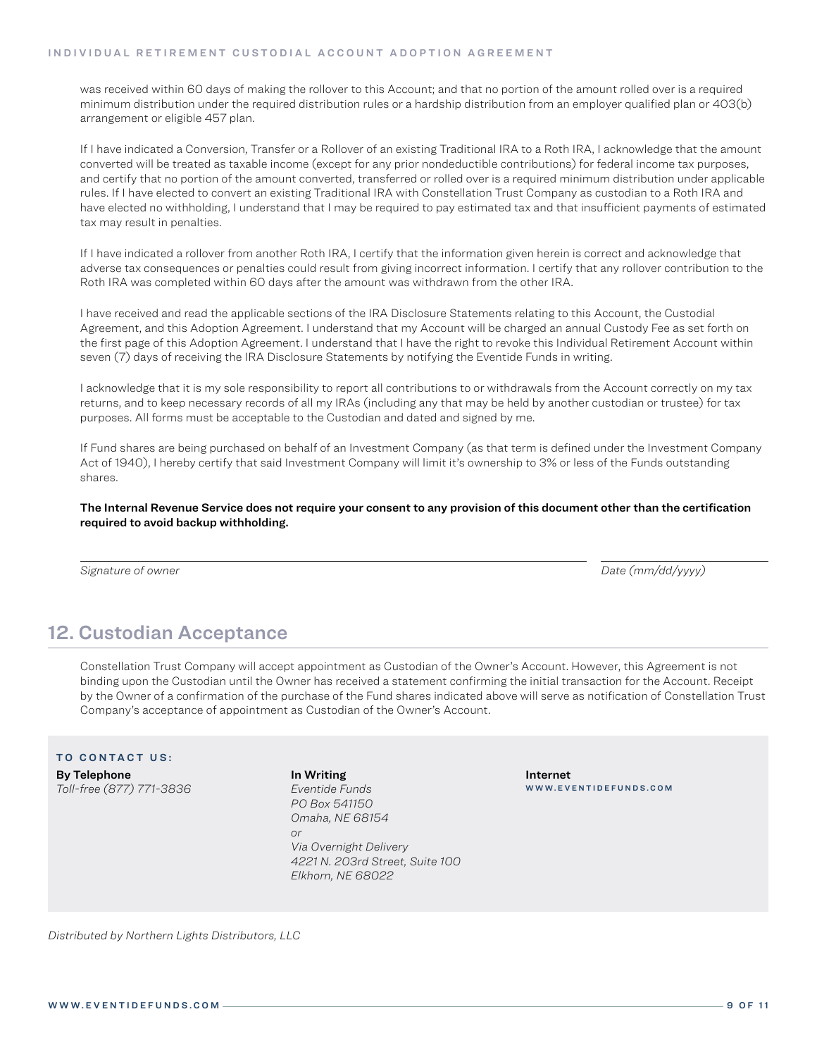was received within 60 days of making the rollover to this Account; and that no portion of the amount rolled over is a required minimum distribution under the required distribution rules or a hardship distribution from an employer qualified plan or 403(b) arrangement or eligible 457 plan.

If I have indicated a Conversion, Transfer or a Rollover of an existing Traditional IRA to a Roth IRA, I acknowledge that the amount converted will be treated as taxable income (except for any prior nondeductible contributions) for federal income tax purposes, and certify that no portion of the amount converted, transferred or rolled over is a required minimum distribution under applicable rules. If I have elected to convert an existing Traditional IRA with Constellation Trust Company as custodian to a Roth IRA and have elected no withholding, I understand that I may be required to pay estimated tax and that insufficient payments of estimated tax may result in penalties.

If I have indicated a rollover from another Roth IRA, I certify that the information given herein is correct and acknowledge that adverse tax consequences or penalties could result from giving incorrect information. I certify that any rollover contribution to the Roth IRA was completed within 60 days after the amount was withdrawn from the other IRA.

I have received and read the applicable sections of the IRA Disclosure Statements relating to this Account, the Custodial Agreement, and this Adoption Agreement. I understand that my Account will be charged an annual Custody Fee as set forth on the first page of this Adoption Agreement. I understand that I have the right to revoke this Individual Retirement Account within seven (7) days of receiving the IRA Disclosure Statements by notifying the Eventide Funds in writing.

I acknowledge that it is my sole responsibility to report all contributions to or withdrawals from the Account correctly on my tax returns, and to keep necessary records of all my IRAs (including any that may be held by another custodian or trustee) for tax purposes. All forms must be acceptable to the Custodian and dated and signed by me.

If Fund shares are being purchased on behalf of an Investment Company (as that term is defined under the Investment Company Act of 1940), I hereby certify that said Investment Company will limit it's ownership to 3% or less of the Funds outstanding shares.

**The Internal Revenue Service does not require your consent to any provision of this document other than the certification required to avoid backup withholding.**

_______________________________________________ *Signature of owner*

_______________________ *Date (mm/dd/yyyy)*

## 12. Custodian Acceptance

Constellation Trust Company will accept appointment as Custodian of the Owner's Account. However, this Agreement is not binding upon the Custodian until the Owner has received a statement confirming the initial transaction for the Account. Receipt by the Owner of a confirmation of the purchase of the Fund shares indicated above will serve as notification of Constellation Trust Company's acceptance of appointment as Custodian of the Owner's Account.

**TO CONTACT US:**

**By Telephone**
*Toll-free (877) 771-3836*

**In Writing**
*Eventide Funds*
*PO Box 541150*
*Omaha, NE 68154*
*or*
*Via Overnight Delivery*
*4221 N. 203rd Street, Suite 100*
*Elkhorn, NE 68022*

**Internet**
WWW.EVENTIDEFUNDS.COM

*Distributed by Northern Lights Distributors, LLC*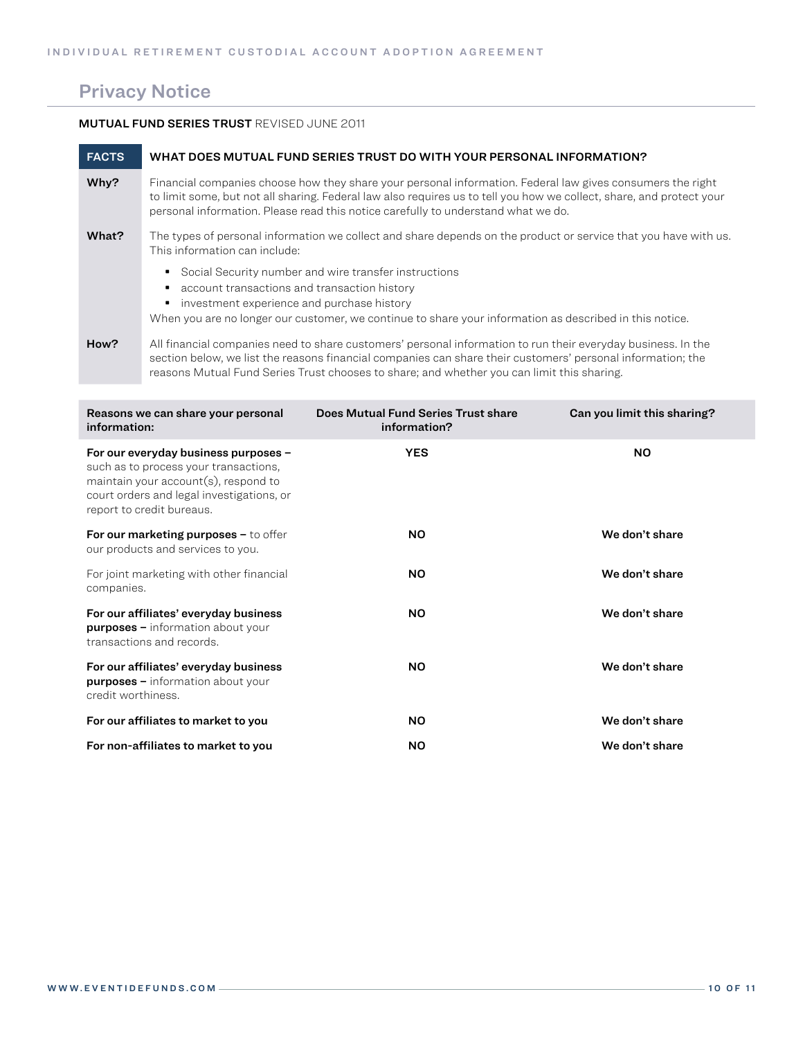## Privacy Notice

**MUTUAL FUND SERIES TRUST** REVISED JUNE 2011

| FACTS | WHAT DOES MUTUAL FUND SERIES TRUST DO WITH YOUR PERSONAL INFORMATION? |
|---|---|
| **Why?** | Financial companies choose how they share your personal information. Federal law gives consumers the right to limit some, but not all sharing. Federal law also requires us to tell you how we collect, share, and protect your personal information. Please read this notice carefully to understand what we do. |
| **What?** | The types of personal information we collect and share depends on the product or service that you have with us. This information can include:<br>▪ Social Security number and wire transfer instructions<br>▪ account transactions and transaction history<br>▪ investment experience and purchase history<br>When you are no longer our customer, we continue to share your information as described in this notice. |
| **How?** | All financial companies need to share customers' personal information to run their everyday business. In the section below, we list the reasons financial companies can share their customers' personal information; the reasons Mutual Fund Series Trust chooses to share; and whether you can limit this sharing. |

| Reasons we can share your personal information: | Does Mutual Fund Series Trust share information? | Can you limit this sharing? |
|---|---|---|
| **For our everyday business purposes –** such as to process your transactions, maintain your account(s), respond to court orders and legal investigations, or report to credit bureaus. | **YES** | **NO** |
| **For our marketing purposes –** to offer our products and services to you. | **NO** | **We don't share** |
| For joint marketing with other financial companies. | **NO** | **We don't share** |
| **For our affiliates' everyday business purposes –** information about your transactions and records. | **NO** | **We don't share** |
| **For our affiliates' everyday business purposes –** information about your credit worthiness. | **NO** | **We don't share** |
| **For our affiliates to market to you** | **NO** | **We don't share** |
| **For non-affiliates to market to you** | **NO** | **We don't share** |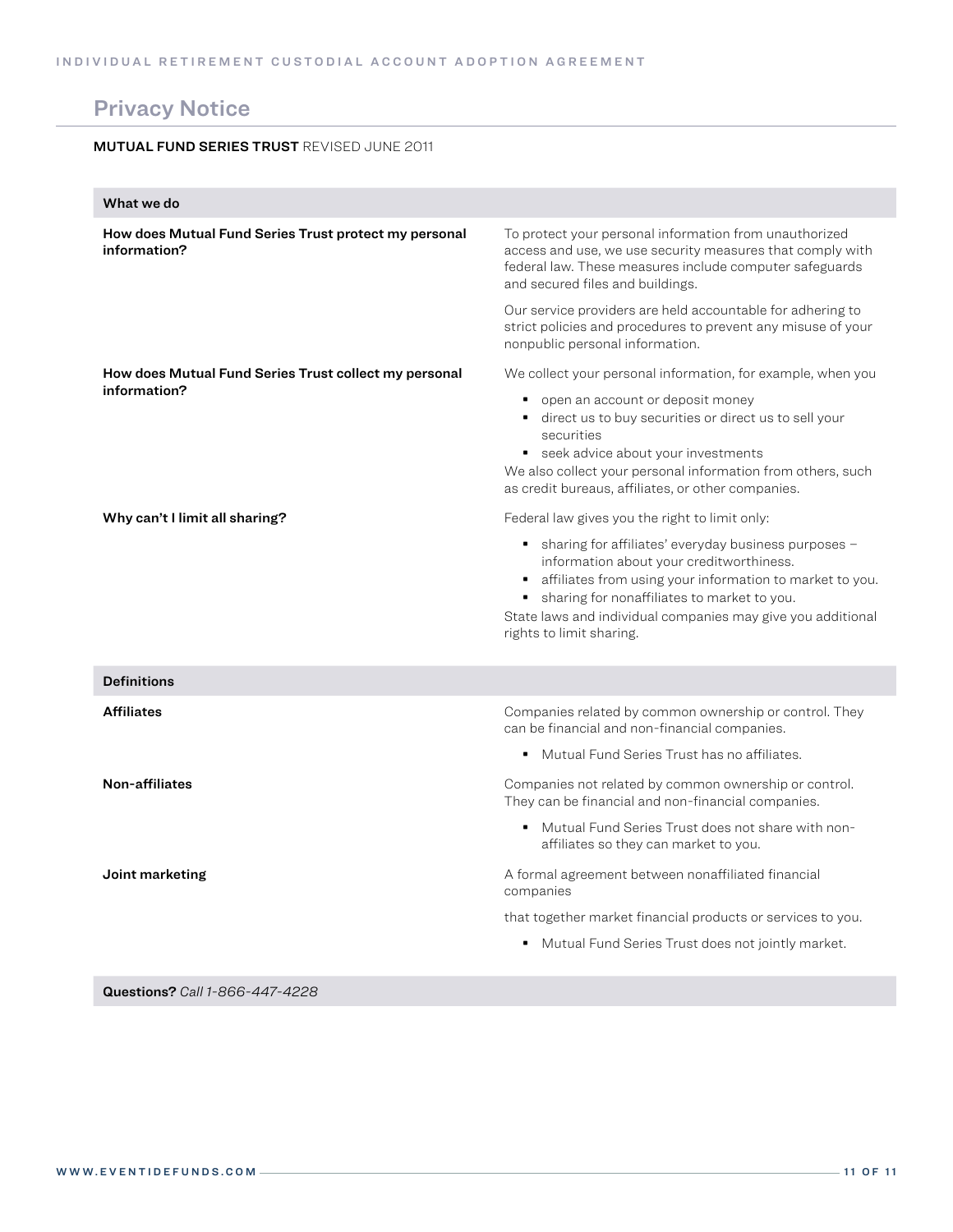## Privacy Notice

**MUTUAL FUND SERIES TRUST** REVISED JUNE 2011

| What we do | |
|---|---|
| **How does Mutual Fund Series Trust protect my personal information?** | To protect your personal information from unauthorized access and use, we use security measures that comply with federal law. These measures include computer safeguards and secured files and buildings.<br><br>Our service providers are held accountable for adhering to strict policies and procedures to prevent any misuse of your nonpublic personal information. |
| **How does Mutual Fund Series Trust collect my personal information?** | We collect your personal information, for example, when you<br>▪ open an account or deposit money<br>▪ direct us to buy securities or direct us to sell your securities<br>▪ seek advice about your investments<br>We also collect your personal information from others, such as credit bureaus, affiliates, or other companies. |
| **Why can't I limit all sharing?** | Federal law gives you the right to limit only:<br>▪ sharing for affiliates' everyday business purposes – information about your creditworthiness.<br>▪ affiliates from using your information to market to you.<br>▪ sharing for nonaffiliates to market to you.<br>State laws and individual companies may give you additional rights to limit sharing. |

| Definitions | |
|---|---|
| **Affiliates** | Companies related by common ownership or control. They can be financial and non-financial companies.<br>▪ Mutual Fund Series Trust has no affiliates. |
| **Non-affiliates** | Companies not related by common ownership or control. They can be financial and non-financial companies.<br>▪ Mutual Fund Series Trust does not share with non-affiliates so they can market to you. |
| **Joint marketing** | A formal agreement between nonaffiliated financial companies<br><br>that together market financial products or services to you.<br>▪ Mutual Fund Series Trust does not jointly market. |

**Questions?** *Call 1-866-447-4228*